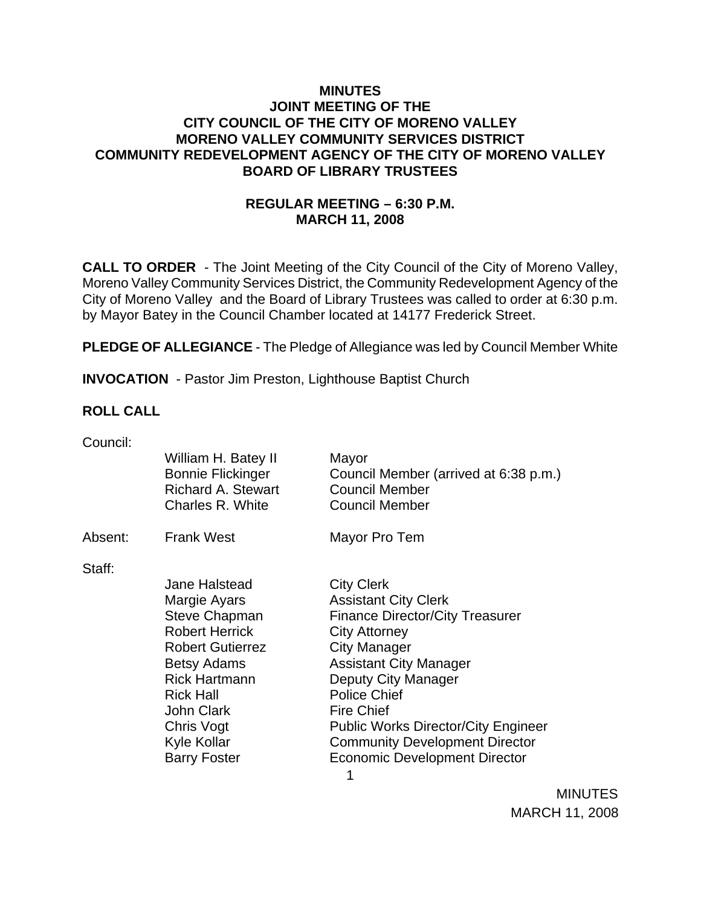**MINUTES**
**JOINT MEETING OF THE**
**CITY COUNCIL OF THE CITY OF MORENO VALLEY**
**MORENO VALLEY COMMUNITY SERVICES DISTRICT**
**COMMUNITY REDEVELOPMENT AGENCY OF THE CITY OF MORENO VALLEY**
**BOARD OF LIBRARY TRUSTEES**

**REGULAR MEETING – 6:30 P.M.**
**MARCH 11, 2008**

**CALL TO ORDER** - The Joint Meeting of the City Council of the City of Moreno Valley, Moreno Valley Community Services District, the Community Redevelopment Agency of the City of Moreno Valley and the Board of Library Trustees was called to order at 6:30 p.m. by Mayor Batey in the Council Chamber located at 14177 Frederick Street.

**PLEDGE OF ALLEGIANCE** - The Pledge of Allegiance was led by Council Member White

**INVOCATION** - Pastor Jim Preston, Lighthouse Baptist Church

**ROLL CALL**

Council:

| | | |
|---|---|---|
| | William H. Batey II | Mayor |
| | Bonnie Flickinger | Council Member (arrived at 6:38 p.m.) |
| | Richard A. Stewart | Council Member |
| | Charles R. White | Council Member |
| Absent: | Frank West | Mayor Pro Tem |

Staff:

| | | |
|---|---|---|
| | Jane Halstead | City Clerk |
| | Margie Ayars | Assistant City Clerk |
| | Steve Chapman | Finance Director/City Treasurer |
| | Robert Herrick | City Attorney |
| | Robert Gutierrez | City Manager |
| | Betsy Adams | Assistant City Manager |
| | Rick Hartmann | Deputy City Manager |
| | Rick Hall | Police Chief |
| | John Clark | Fire Chief |
| | Chris Vogt | Public Works Director/City Engineer |
| | Kyle Kollar | Community Development Director |
| | Barry Foster | Economic Development Director |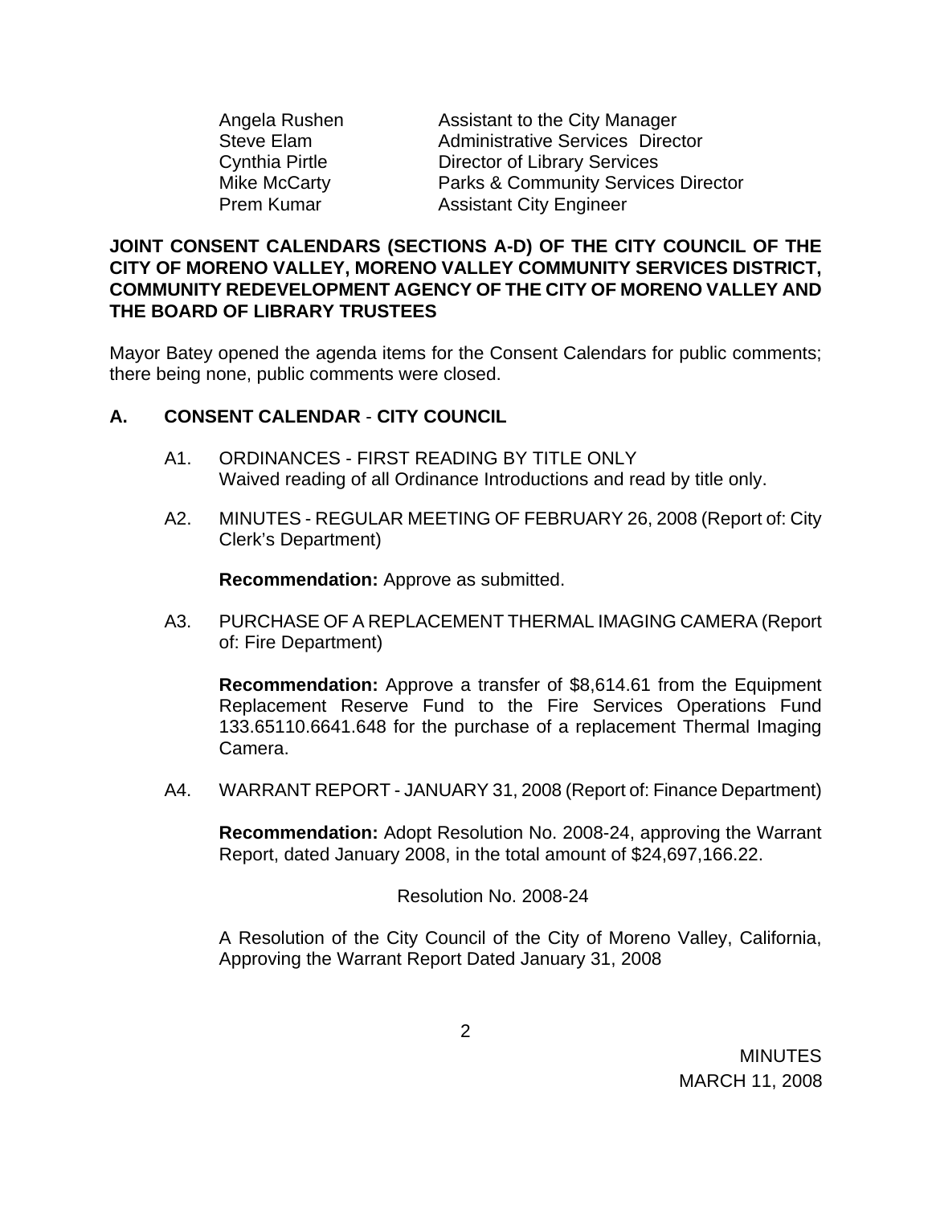| | |
|---|---|
| Angela Rushen | Assistant to the City Manager |
| Steve Elam | Administrative Services Director |
| Cynthia Pirtle | Director of Library Services |
| Mike McCarty | Parks & Community Services Director |
| Prem Kumar | Assistant City Engineer |

**JOINT CONSENT CALENDARS (SECTIONS A-D) OF THE CITY COUNCIL OF THE CITY OF MORENO VALLEY, MORENO VALLEY COMMUNITY SERVICES DISTRICT, COMMUNITY REDEVELOPMENT AGENCY OF THE CITY OF MORENO VALLEY AND THE BOARD OF LIBRARY TRUSTEES**

Mayor Batey opened the agenda items for the Consent Calendars for public comments; there being none, public comments were closed.

## A. CONSENT CALENDAR - CITY COUNCIL

A1. ORDINANCES - FIRST READING BY TITLE ONLY
Waived reading of all Ordinance Introductions and read by title only.

A2. MINUTES - REGULAR MEETING OF FEBRUARY 26, 2008 (Report of: City Clerk's Department)

**Recommendation:** Approve as submitted.

A3. PURCHASE OF A REPLACEMENT THERMAL IMAGING CAMERA (Report of: Fire Department)

**Recommendation:** Approve a transfer of $8,614.61 from the Equipment Replacement Reserve Fund to the Fire Services Operations Fund 133.65110.6641.648 for the purchase of a replacement Thermal Imaging Camera.

A4. WARRANT REPORT - JANUARY 31, 2008 (Report of: Finance Department)

**Recommendation:** Adopt Resolution No. 2008-24, approving the Warrant Report, dated January 2008, in the total amount of $24,697,166.22.

Resolution No. 2008-24

A Resolution of the City Council of the City of Moreno Valley, California, Approving the Warrant Report Dated January 31, 2008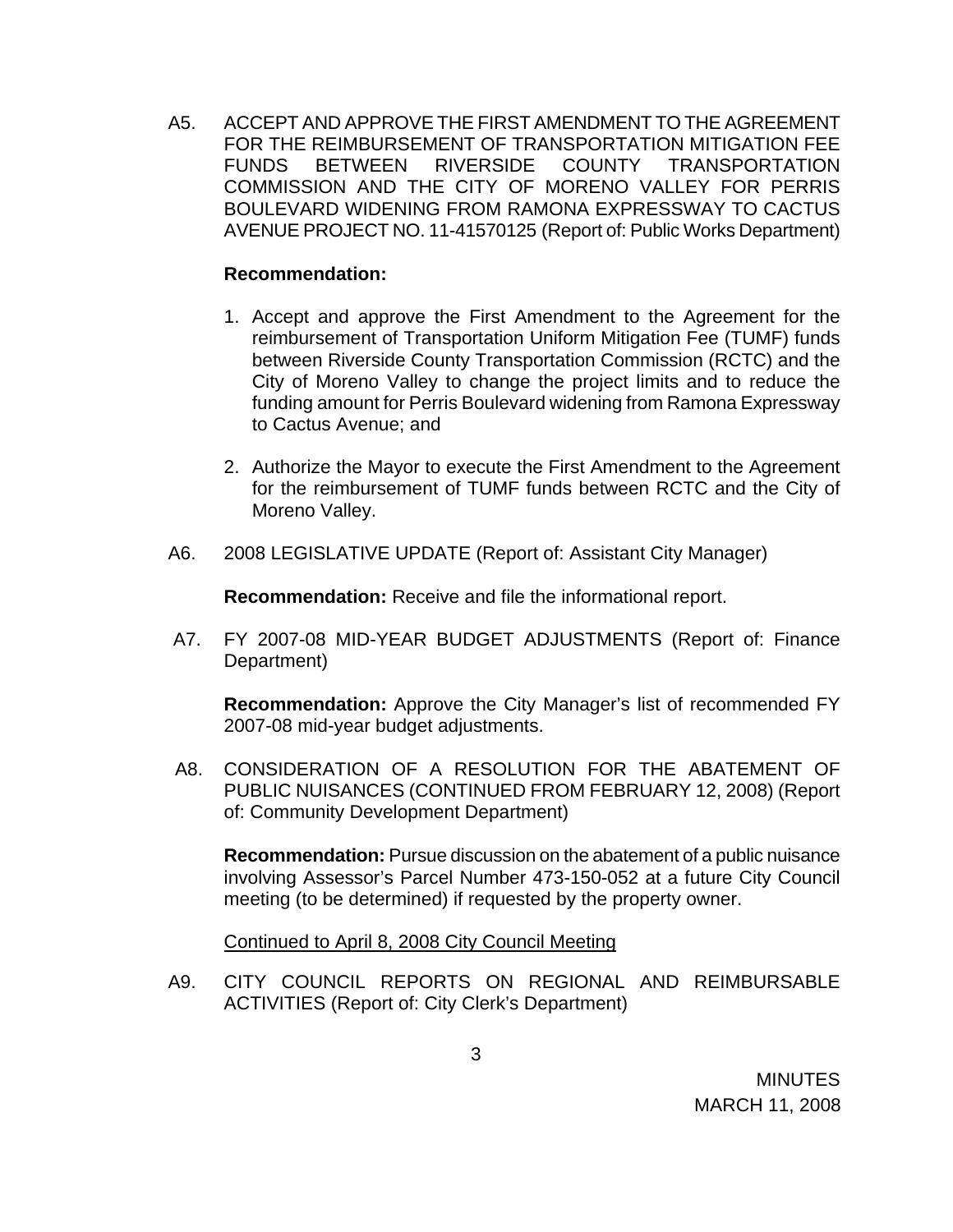A5. ACCEPT AND APPROVE THE FIRST AMENDMENT TO THE AGREEMENT FOR THE REIMBURSEMENT OF TRANSPORTATION MITIGATION FEE FUNDS BETWEEN RIVERSIDE COUNTY TRANSPORTATION COMMISSION AND THE CITY OF MORENO VALLEY FOR PERRIS BOULEVARD WIDENING FROM RAMONA EXPRESSWAY TO CACTUS AVENUE PROJECT NO. 11-41570125 (Report of: Public Works Department)

**Recommendation:**

1. Accept and approve the First Amendment to the Agreement for the reimbursement of Transportation Uniform Mitigation Fee (TUMF) funds between Riverside County Transportation Commission (RCTC) and the City of Moreno Valley to change the project limits and to reduce the funding amount for Perris Boulevard widening from Ramona Expressway to Cactus Avenue; and

2. Authorize the Mayor to execute the First Amendment to the Agreement for the reimbursement of TUMF funds between RCTC and the City of Moreno Valley.

A6. 2008 LEGISLATIVE UPDATE (Report of: Assistant City Manager)

**Recommendation:** Receive and file the informational report.

A7. FY 2007-08 MID-YEAR BUDGET ADJUSTMENTS (Report of: Finance Department)

**Recommendation:** Approve the City Manager's list of recommended FY 2007-08 mid-year budget adjustments.

A8. CONSIDERATION OF A RESOLUTION FOR THE ABATEMENT OF PUBLIC NUISANCES (CONTINUED FROM FEBRUARY 12, 2008) (Report of: Community Development Department)

**Recommendation:** Pursue discussion on the abatement of a public nuisance involving Assessor's Parcel Number 473-150-052 at a future City Council meeting (to be determined) if requested by the property owner.

Continued to April 8, 2008 City Council Meeting

A9. CITY COUNCIL REPORTS ON REGIONAL AND REIMBURSABLE ACTIVITIES (Report of: City Clerk's Department)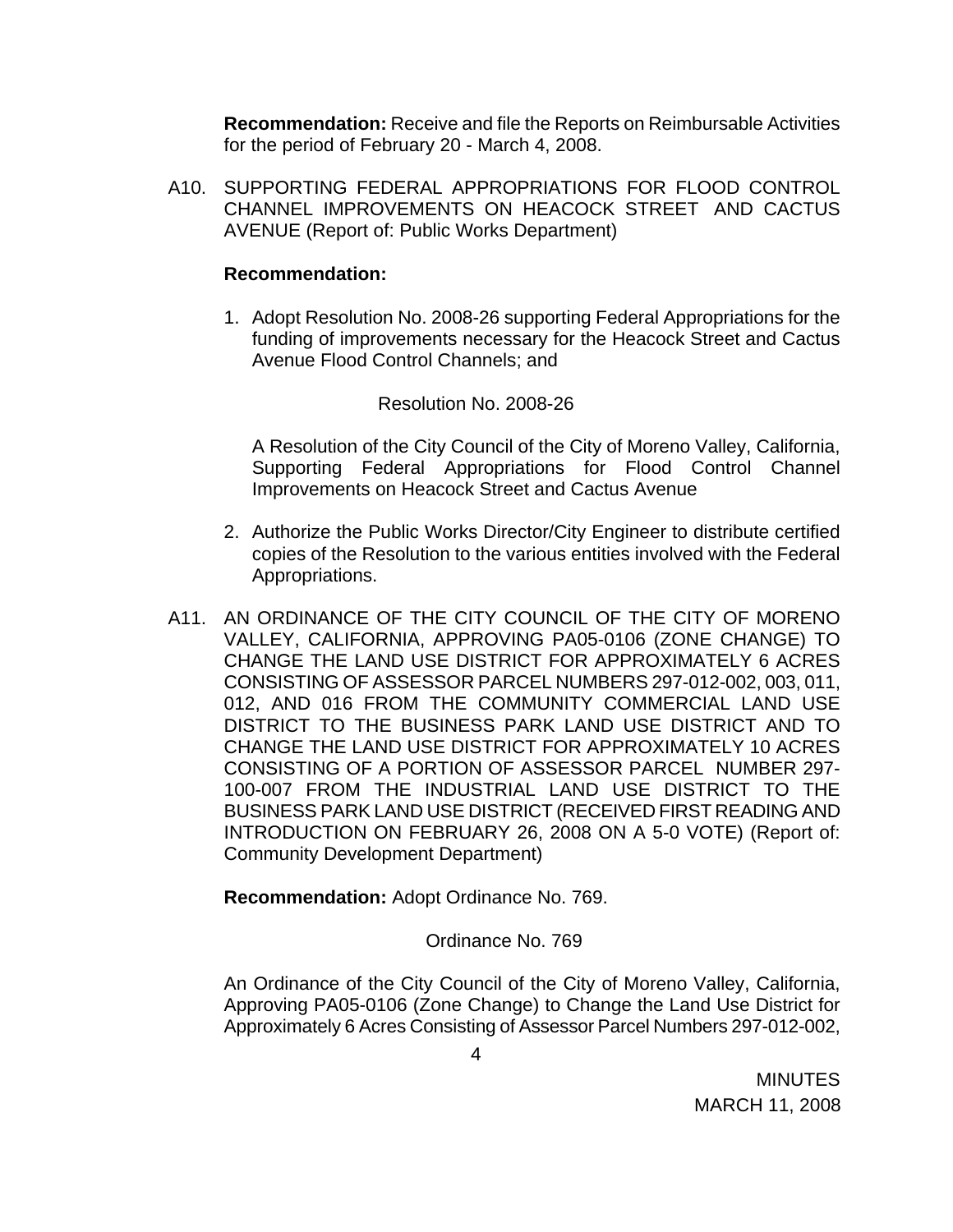**Recommendation:** Receive and file the Reports on Reimbursable Activities for the period of February 20 - March 4, 2008.

A10. SUPPORTING FEDERAL APPROPRIATIONS FOR FLOOD CONTROL CHANNEL IMPROVEMENTS ON HEACOCK STREET AND CACTUS AVENUE (Report of: Public Works Department)

**Recommendation:**

1. Adopt Resolution No. 2008-26 supporting Federal Appropriations for the funding of improvements necessary for the Heacock Street and Cactus Avenue Flood Control Channels; and

   Resolution No. 2008-26

   A Resolution of the City Council of the City of Moreno Valley, California, Supporting Federal Appropriations for Flood Control Channel Improvements on Heacock Street and Cactus Avenue

2. Authorize the Public Works Director/City Engineer to distribute certified copies of the Resolution to the various entities involved with the Federal Appropriations.

A11. AN ORDINANCE OF THE CITY COUNCIL OF THE CITY OF MORENO VALLEY, CALIFORNIA, APPROVING PA05-0106 (ZONE CHANGE) TO CHANGE THE LAND USE DISTRICT FOR APPROXIMATELY 6 ACRES CONSISTING OF ASSESSOR PARCEL NUMBERS 297-012-002, 003, 011, 012, AND 016 FROM THE COMMUNITY COMMERCIAL LAND USE DISTRICT TO THE BUSINESS PARK LAND USE DISTRICT AND TO CHANGE THE LAND USE DISTRICT FOR APPROXIMATELY 10 ACRES CONSISTING OF A PORTION OF ASSESSOR PARCEL NUMBER 297-100-007 FROM THE INDUSTRIAL LAND USE DISTRICT TO THE BUSINESS PARK LAND USE DISTRICT (RECEIVED FIRST READING AND INTRODUCTION ON FEBRUARY 26, 2008 ON A 5-0 VOTE) (Report of: Community Development Department)

**Recommendation:** Adopt Ordinance No. 769.

Ordinance No. 769

An Ordinance of the City Council of the City of Moreno Valley, California, Approving PA05-0106 (Zone Change) to Change the Land Use District for Approximately 6 Acres Consisting of Assessor Parcel Numbers 297-012-002,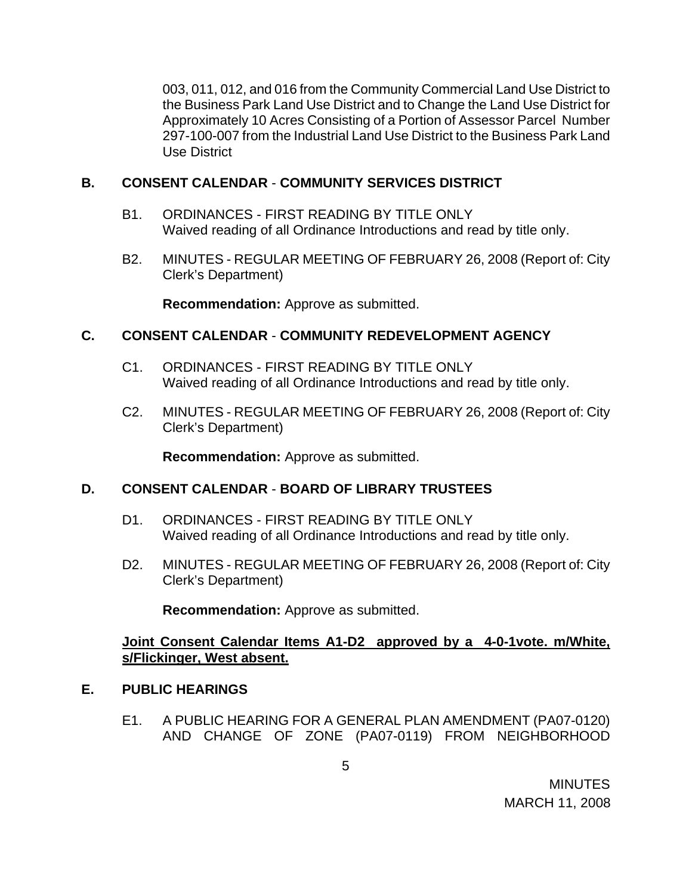003, 011, 012, and 016 from the Community Commercial Land Use District to the Business Park Land Use District and to Change the Land Use District for Approximately 10 Acres Consisting of a Portion of Assessor Parcel Number 297-100-007 from the Industrial Land Use District to the Business Park Land Use District

## B. CONSENT CALENDAR - COMMUNITY SERVICES DISTRICT

B1. ORDINANCES - FIRST READING BY TITLE ONLY
Waived reading of all Ordinance Introductions and read by title only.

B2. MINUTES - REGULAR MEETING OF FEBRUARY 26, 2008 (Report of: City Clerk's Department)

**Recommendation:** Approve as submitted.

## C. CONSENT CALENDAR - COMMUNITY REDEVELOPMENT AGENCY

C1. ORDINANCES - FIRST READING BY TITLE ONLY
Waived reading of all Ordinance Introductions and read by title only.

C2. MINUTES - REGULAR MEETING OF FEBRUARY 26, 2008 (Report of: City Clerk's Department)

**Recommendation:** Approve as submitted.

## D. CONSENT CALENDAR - BOARD OF LIBRARY TRUSTEES

D1. ORDINANCES - FIRST READING BY TITLE ONLY
Waived reading of all Ordinance Introductions and read by title only.

D2. MINUTES - REGULAR MEETING OF FEBRUARY 26, 2008 (Report of: City Clerk's Department)

**Recommendation:** Approve as submitted.

**Joint Consent Calendar Items A1-D2 approved by a 4-0-1vote. m/White, s/Flickinger, West absent.**

## E. PUBLIC HEARINGS

E1. A PUBLIC HEARING FOR A GENERAL PLAN AMENDMENT (PA07-0120) AND CHANGE OF ZONE (PA07-0119) FROM NEIGHBORHOOD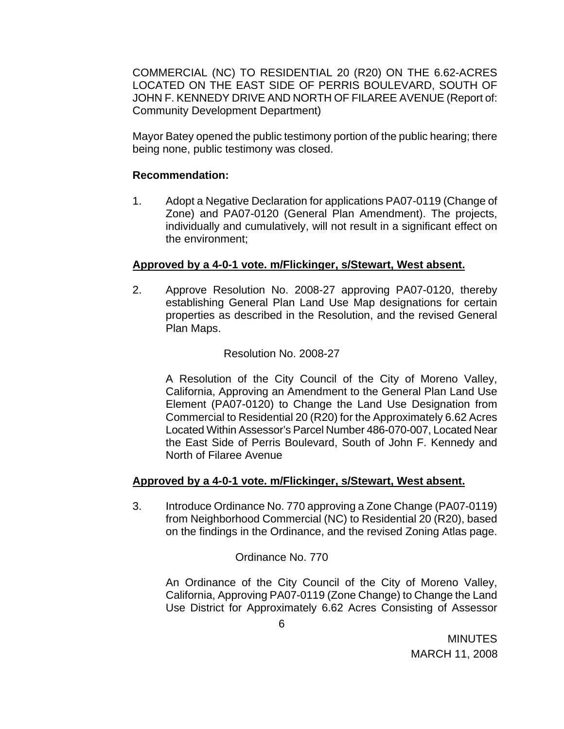COMMERCIAL (NC) TO RESIDENTIAL 20 (R20) ON THE 6.62-ACRES LOCATED ON THE EAST SIDE OF PERRIS BOULEVARD, SOUTH OF JOHN F. KENNEDY DRIVE AND NORTH OF FILAREE AVENUE (Report of: Community Development Department)

Mayor Batey opened the public testimony portion of the public hearing; there being none, public testimony was closed.

**Recommendation:**

1. Adopt a Negative Declaration for applications PA07-0119 (Change of Zone) and PA07-0120 (General Plan Amendment). The projects, individually and cumulatively, will not result in a significant effect on the environment;

**Approved by a 4-0-1 vote. m/Flickinger, s/Stewart, West absent.**

2. Approve Resolution No. 2008-27 approving PA07-0120, thereby establishing General Plan Land Use Map designations for certain properties as described in the Resolution, and the revised General Plan Maps.

   Resolution No. 2008-27

   A Resolution of the City Council of the City of Moreno Valley, California, Approving an Amendment to the General Plan Land Use Element (PA07-0120) to Change the Land Use Designation from Commercial to Residential 20 (R20) for the Approximately 6.62 Acres Located Within Assessor's Parcel Number 486-070-007, Located Near the East Side of Perris Boulevard, South of John F. Kennedy and North of Filaree Avenue

**Approved by a 4-0-1 vote. m/Flickinger, s/Stewart, West absent.**

3. Introduce Ordinance No. 770 approving a Zone Change (PA07-0119) from Neighborhood Commercial (NC) to Residential 20 (R20), based on the findings in the Ordinance, and the revised Zoning Atlas page.

   Ordinance No. 770

   An Ordinance of the City Council of the City of Moreno Valley, California, Approving PA07-0119 (Zone Change) to Change the Land Use District for Approximately 6.62 Acres Consisting of Assessor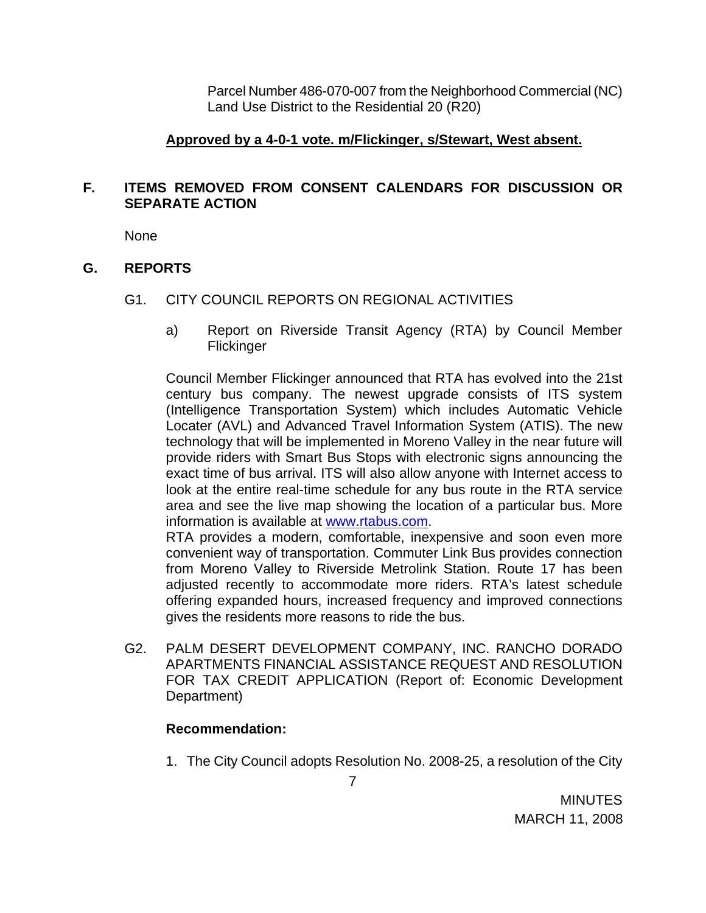Parcel Number 486-070-007 from the Neighborhood Commercial (NC) Land Use District to the Residential 20 (R20)

**Approved by a 4-0-1 vote. m/Flickinger, s/Stewart, West absent.**

## F. ITEMS REMOVED FROM CONSENT CALENDARS FOR DISCUSSION OR SEPARATE ACTION

None

## G. REPORTS

G1. CITY COUNCIL REPORTS ON REGIONAL ACTIVITIES

a) Report on Riverside Transit Agency (RTA) by Council Member Flickinger

Council Member Flickinger announced that RTA has evolved into the 21st century bus company. The newest upgrade consists of ITS system (Intelligence Transportation System) which includes Automatic Vehicle Locater (AVL) and Advanced Travel Information System (ATIS). The new technology that will be implemented in Moreno Valley in the near future will provide riders with Smart Bus Stops with electronic signs announcing the exact time of bus arrival. ITS will also allow anyone with Internet access to look at the entire real-time schedule for any bus route in the RTA service area and see the live map showing the location of a particular bus. More information is available at www.rtabus.com.

RTA provides a modern, comfortable, inexpensive and soon even more convenient way of transportation. Commuter Link Bus provides connection from Moreno Valley to Riverside Metrolink Station. Route 17 has been adjusted recently to accommodate more riders. RTA's latest schedule offering expanded hours, increased frequency and improved connections gives the residents more reasons to ride the bus.

G2. PALM DESERT DEVELOPMENT COMPANY, INC. RANCHO DORADO APARTMENTS FINANCIAL ASSISTANCE REQUEST AND RESOLUTION FOR TAX CREDIT APPLICATION (Report of: Economic Development Department)

**Recommendation:**

1. The City Council adopts Resolution No. 2008-25, a resolution of the City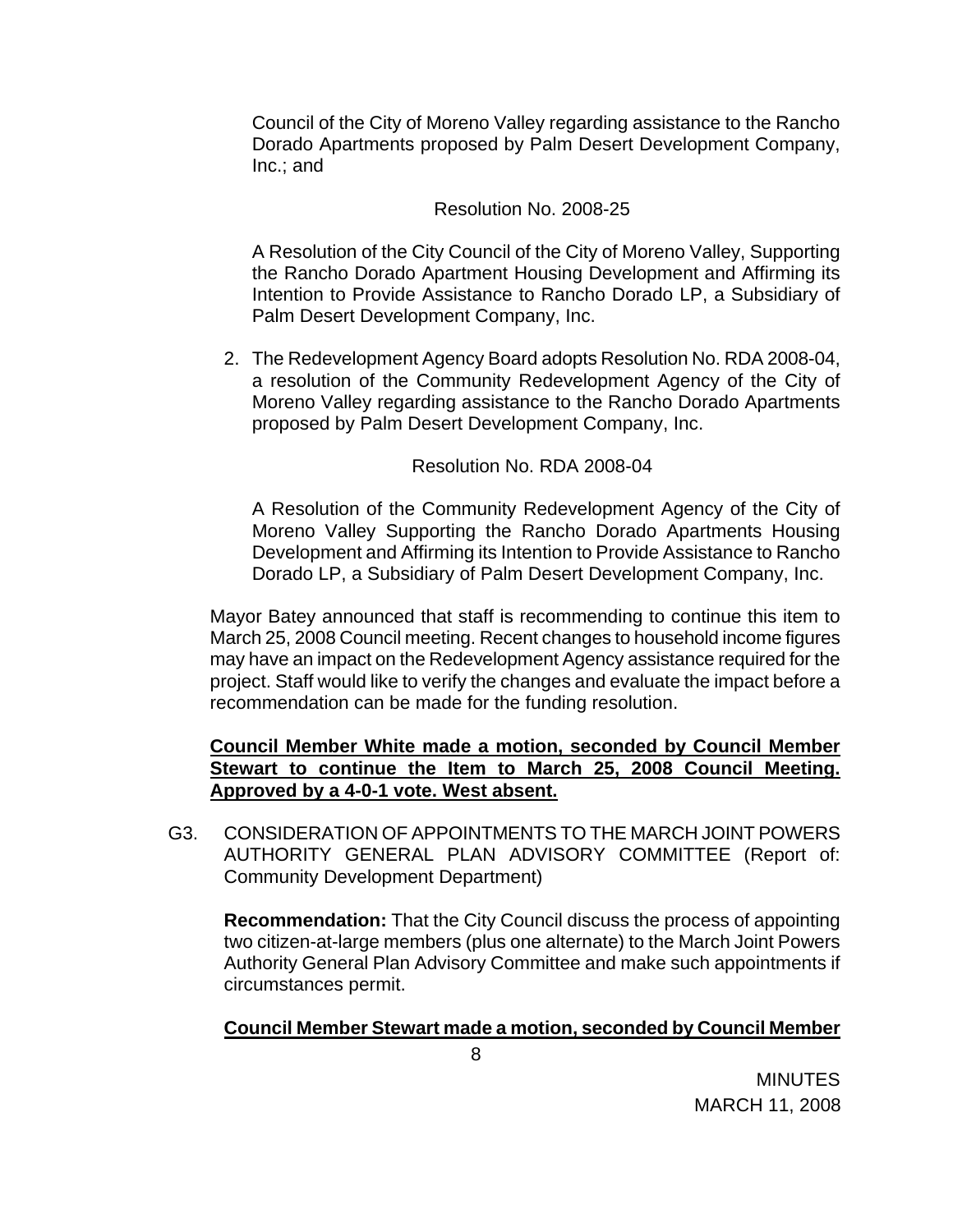Council of the City of Moreno Valley regarding assistance to the Rancho Dorado Apartments proposed by Palm Desert Development Company, Inc.; and

Resolution No. 2008-25

A Resolution of the City Council of the City of Moreno Valley, Supporting the Rancho Dorado Apartment Housing Development and Affirming its Intention to Provide Assistance to Rancho Dorado LP, a Subsidiary of Palm Desert Development Company, Inc.

2. The Redevelopment Agency Board adopts Resolution No. RDA 2008-04, a resolution of the Community Redevelopment Agency of the City of Moreno Valley regarding assistance to the Rancho Dorado Apartments proposed by Palm Desert Development Company, Inc.

Resolution No. RDA 2008-04

A Resolution of the Community Redevelopment Agency of the City of Moreno Valley Supporting the Rancho Dorado Apartments Housing Development and Affirming its Intention to Provide Assistance to Rancho Dorado LP, a Subsidiary of Palm Desert Development Company, Inc.

Mayor Batey announced that staff is recommending to continue this item to March 25, 2008 Council meeting. Recent changes to household income figures may have an impact on the Redevelopment Agency assistance required for the project. Staff would like to verify the changes and evaluate the impact before a recommendation can be made for the funding resolution.

**Council Member White made a motion, seconded by Council Member Stewart to continue the Item to March 25, 2008 Council Meeting. Approved by a 4-0-1 vote. West absent.**

G3. CONSIDERATION OF APPOINTMENTS TO THE MARCH JOINT POWERS AUTHORITY GENERAL PLAN ADVISORY COMMITTEE (Report of: Community Development Department)

**Recommendation:** That the City Council discuss the process of appointing two citizen-at-large members (plus one alternate) to the March Joint Powers Authority General Plan Advisory Committee and make such appointments if circumstances permit.

**Council Member Stewart made a motion, seconded by Council Member**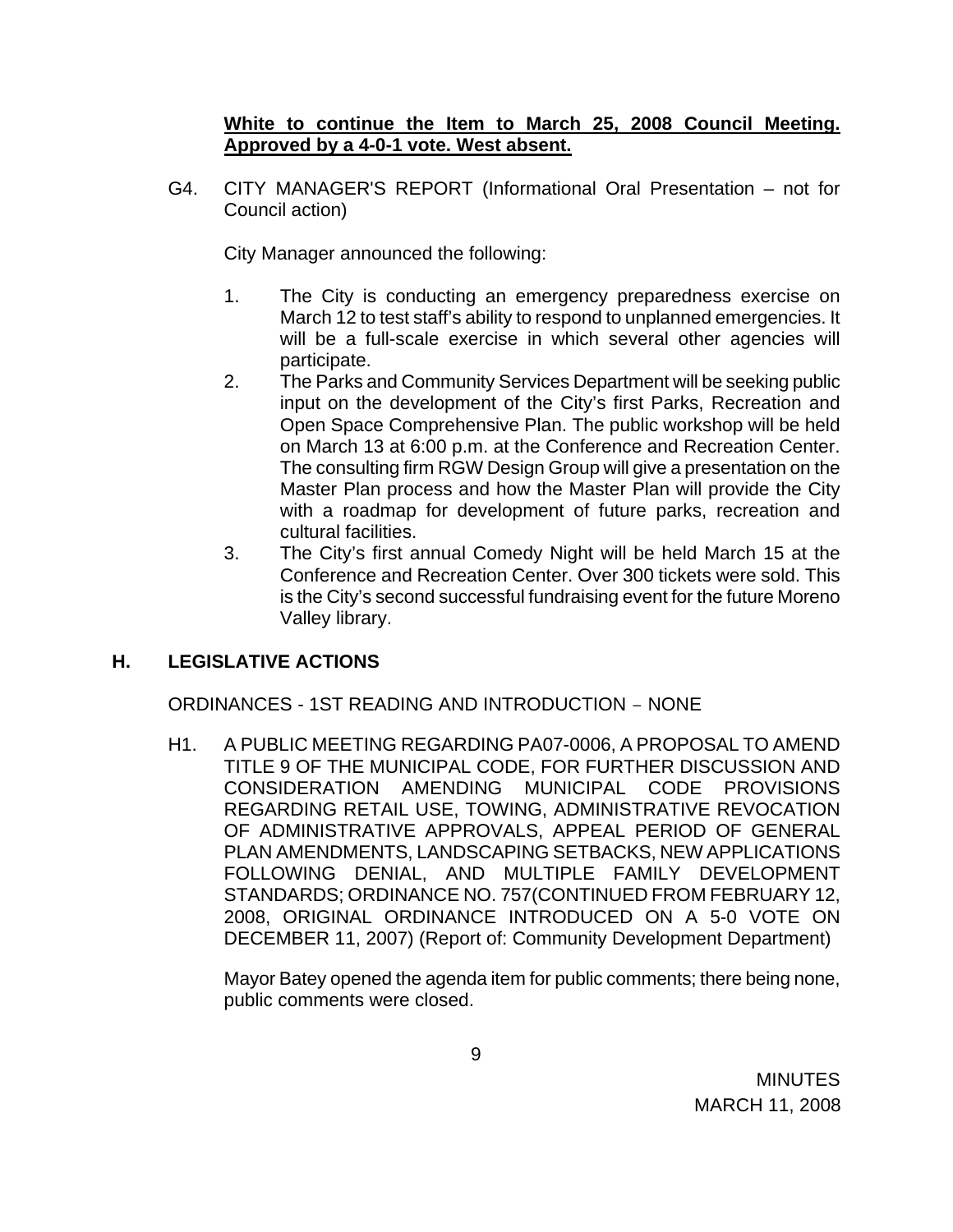**White to continue the Item to March 25, 2008 Council Meeting. Approved by a 4-0-1 vote. West absent.**

G4. CITY MANAGER'S REPORT (Informational Oral Presentation – not for Council action)

City Manager announced the following:

1. The City is conducting an emergency preparedness exercise on March 12 to test staff's ability to respond to unplanned emergencies. It will be a full-scale exercise in which several other agencies will participate.
2. The Parks and Community Services Department will be seeking public input on the development of the City's first Parks, Recreation and Open Space Comprehensive Plan. The public workshop will be held on March 13 at 6:00 p.m. at the Conference and Recreation Center. The consulting firm RGW Design Group will give a presentation on the Master Plan process and how the Master Plan will provide the City with a roadmap for development of future parks, recreation and cultural facilities.
3. The City's first annual Comedy Night will be held March 15 at the Conference and Recreation Center. Over 300 tickets were sold. This is the City's second successful fundraising event for the future Moreno Valley library.

## H. LEGISLATIVE ACTIONS

ORDINANCES - 1ST READING AND INTRODUCTION – NONE

H1. A PUBLIC MEETING REGARDING PA07-0006, A PROPOSAL TO AMEND TITLE 9 OF THE MUNICIPAL CODE, FOR FURTHER DISCUSSION AND CONSIDERATION AMENDING MUNICIPAL CODE PROVISIONS REGARDING RETAIL USE, TOWING, ADMINISTRATIVE REVOCATION OF ADMINISTRATIVE APPROVALS, APPEAL PERIOD OF GENERAL PLAN AMENDMENTS, LANDSCAPING SETBACKS, NEW APPLICATIONS FOLLOWING DENIAL, AND MULTIPLE FAMILY DEVELOPMENT STANDARDS; ORDINANCE NO. 757(CONTINUED FROM FEBRUARY 12, 2008, ORIGINAL ORDINANCE INTRODUCED ON A 5-0 VOTE ON DECEMBER 11, 2007) (Report of: Community Development Department)

Mayor Batey opened the agenda item for public comments; there being none, public comments were closed.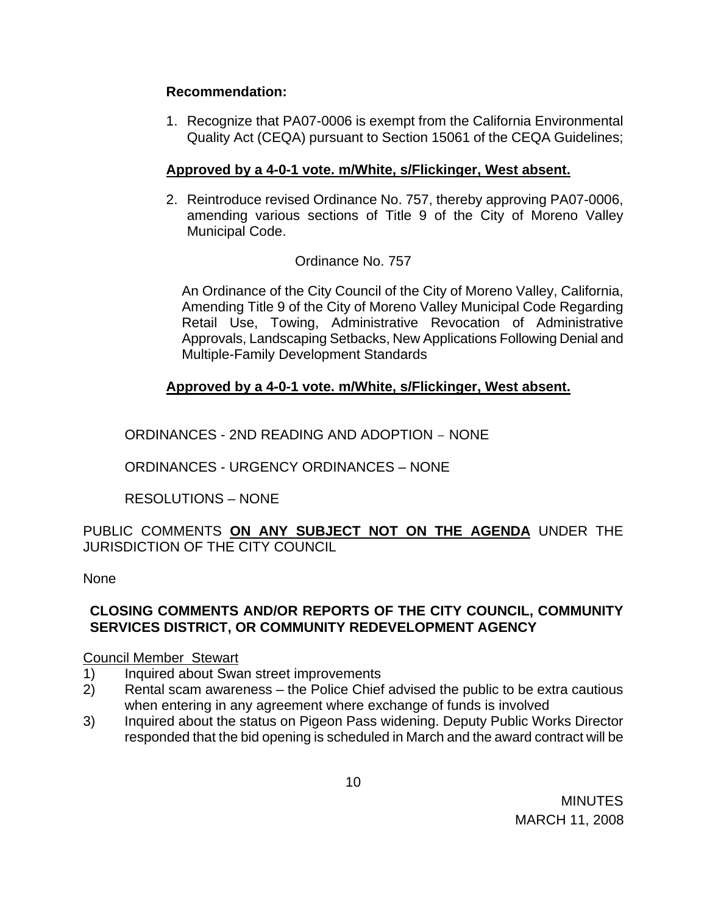**Recommendation:**

1. Recognize that PA07-0006 is exempt from the California Environmental Quality Act (CEQA) pursuant to Section 15061 of the CEQA Guidelines;

**Approved by a 4-0-1 vote. m/White, s/Flickinger, West absent.**

2. Reintroduce revised Ordinance No. 757, thereby approving PA07-0006, amending various sections of Title 9 of the City of Moreno Valley Municipal Code.

Ordinance No. 757

An Ordinance of the City Council of the City of Moreno Valley, California, Amending Title 9 of the City of Moreno Valley Municipal Code Regarding Retail Use, Towing, Administrative Revocation of Administrative Approvals, Landscaping Setbacks, New Applications Following Denial and Multiple-Family Development Standards

**Approved by a 4-0-1 vote. m/White, s/Flickinger, West absent.**

ORDINANCES - 2ND READING AND ADOPTION – NONE

ORDINANCES - URGENCY ORDINANCES – NONE

RESOLUTIONS – NONE

PUBLIC COMMENTS **ON ANY SUBJECT NOT ON THE AGENDA** UNDER THE JURISDICTION OF THE CITY COUNCIL

None

**CLOSING COMMENTS AND/OR REPORTS OF THE CITY COUNCIL, COMMUNITY SERVICES DISTRICT, OR COMMUNITY REDEVELOPMENT AGENCY**

Council Member Stewart

1) Inquired about Swan street improvements
2) Rental scam awareness – the Police Chief advised the public to be extra cautious when entering in any agreement where exchange of funds is involved
3) Inquired about the status on Pigeon Pass widening. Deputy Public Works Director responded that the bid opening is scheduled in March and the award contract will be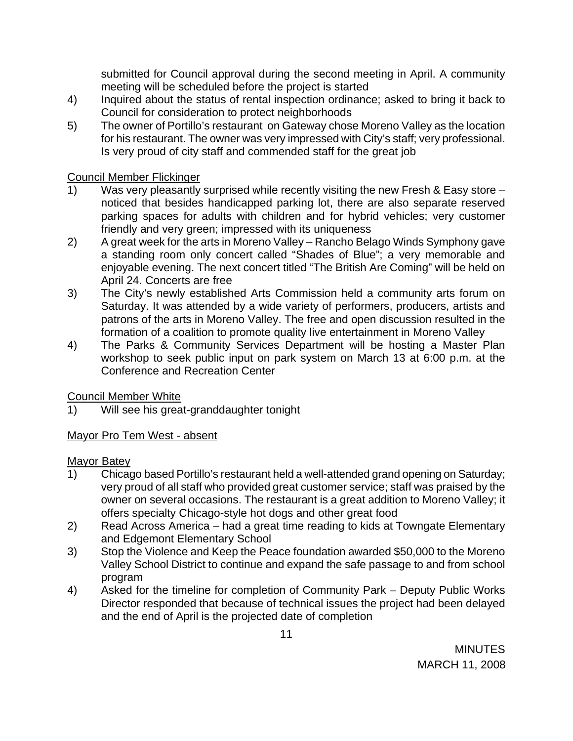submitted for Council approval during the second meeting in April. A community meeting will be scheduled before the project is started

4) Inquired about the status of rental inspection ordinance; asked to bring it back to Council for consideration to protect neighborhoods

5) The owner of Portillo's restaurant on Gateway chose Moreno Valley as the location for his restaurant. The owner was very impressed with City's staff; very professional. Is very proud of city staff and commended staff for the great job

Council Member Flickinger

1) Was very pleasantly surprised while recently visiting the new Fresh & Easy store – noticed that besides handicapped parking lot, there are also separate reserved parking spaces for adults with children and for hybrid vehicles; very customer friendly and very green; impressed with its uniqueness

2) A great week for the arts in Moreno Valley – Rancho Belago Winds Symphony gave a standing room only concert called "Shades of Blue"; a very memorable and enjoyable evening. The next concert titled "The British Are Coming" will be held on April 24. Concerts are free

3) The City's newly established Arts Commission held a community arts forum on Saturday. It was attended by a wide variety of performers, producers, artists and patrons of the arts in Moreno Valley. The free and open discussion resulted in the formation of a coalition to promote quality live entertainment in Moreno Valley

4) The Parks & Community Services Department will be hosting a Master Plan workshop to seek public input on park system on March 13 at 6:00 p.m. at the Conference and Recreation Center

Council Member White

1) Will see his great-granddaughter tonight

Mayor Pro Tem West - absent

Mayor Batey

1) Chicago based Portillo's restaurant held a well-attended grand opening on Saturday; very proud of all staff who provided great customer service; staff was praised by the owner on several occasions. The restaurant is a great addition to Moreno Valley; it offers specialty Chicago-style hot dogs and other great food

2) Read Across America – had a great time reading to kids at Towngate Elementary and Edgemont Elementary School

3) Stop the Violence and Keep the Peace foundation awarded $50,000 to the Moreno Valley School District to continue and expand the safe passage to and from school program

4) Asked for the timeline for completion of Community Park – Deputy Public Works Director responded that because of technical issues the project had been delayed and the end of April is the projected date of completion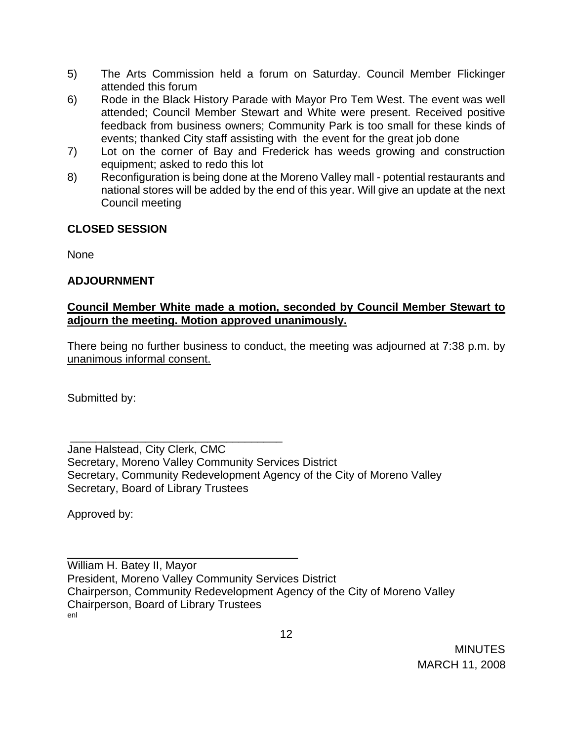5) The Arts Commission held a forum on Saturday. Council Member Flickinger attended this forum
6) Rode in the Black History Parade with Mayor Pro Tem West. The event was well attended; Council Member Stewart and White were present. Received positive feedback from business owners; Community Park is too small for these kinds of events; thanked City staff assisting with the event for the great job done
7) Lot on the corner of Bay and Frederick has weeds growing and construction equipment; asked to redo this lot
8) Reconfiguration is being done at the Moreno Valley mall - potential restaurants and national stores will be added by the end of this year. Will give an update at the next Council meeting

**CLOSED SESSION**

None

**ADJOURNMENT**

**Council Member White made a motion, seconded by Council Member Stewart to adjourn the meeting. Motion approved unanimously.**

There being no further business to conduct, the meeting was adjourned at 7:38 p.m. by unanimous informal consent.

Submitted by:

\_\_\_\_\_\_\_\_\_\_\_\_\_\_\_\_\_\_\_\_\_\_\_\_\_\_\_\_\_\_\_\_\_\_\_

Jane Halstead, City Clerk, CMC
Secretary, Moreno Valley Community Services District
Secretary, Community Redevelopment Agency of the City of Moreno Valley
Secretary, Board of Library Trustees

Approved by:

\_\_\_\_\_\_\_\_\_\_\_\_\_\_\_\_\_\_\_\_\_\_\_\_\_\_\_\_\_\_\_\_\_\_\_

William H. Batey II, Mayor
President, Moreno Valley Community Services District
Chairperson, Community Redevelopment Agency of the City of Moreno Valley
Chairperson, Board of Library Trustees
enl

MINUTES
MARCH 11, 2008